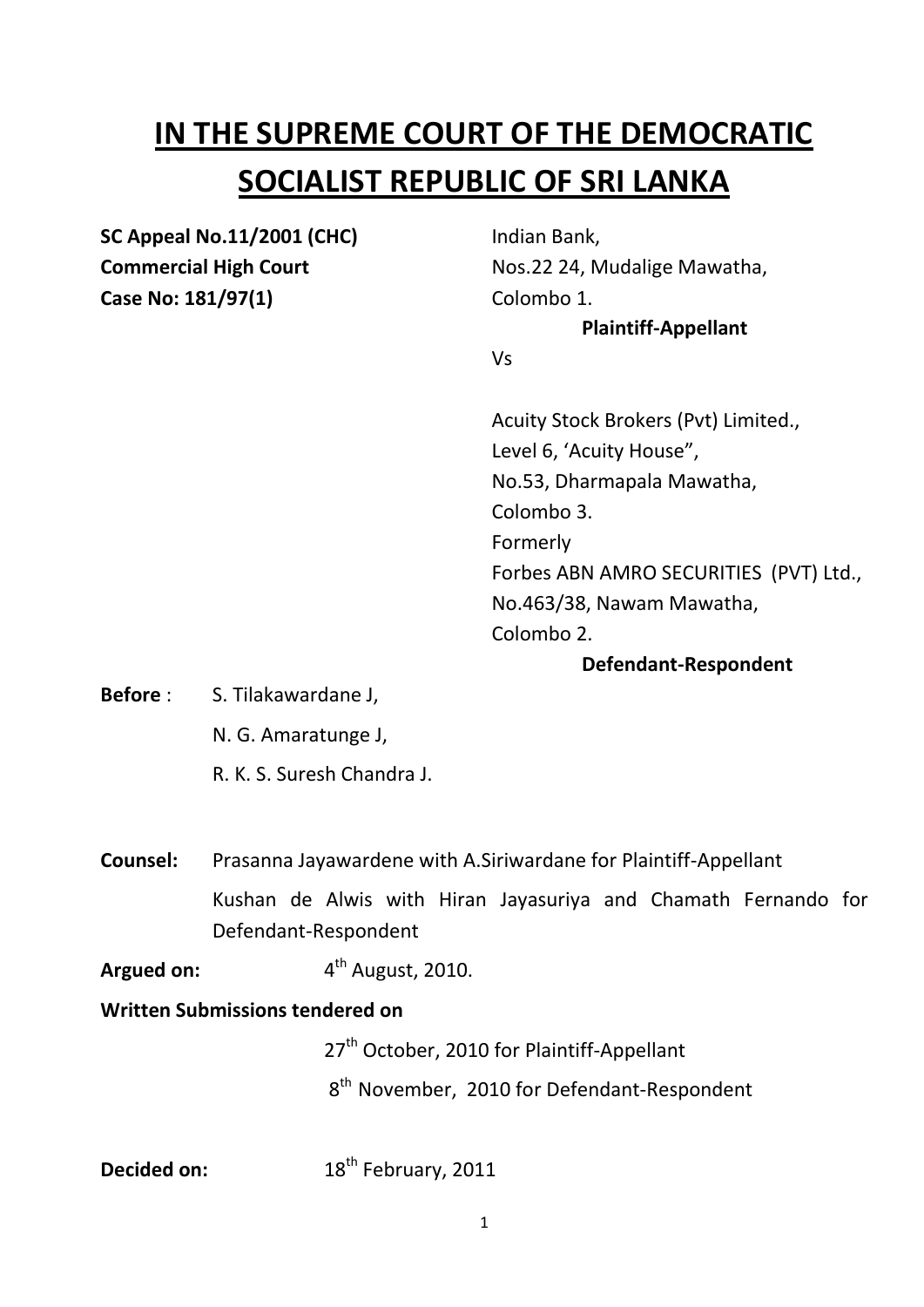# IN THE SUPREME COURT OF THE DEMOCRATIC SOCIALIST REPUBLIC OF SRI LANKA

**SC Appeal No.11/2001 (CHC)**
**Commercial High Court**
**Case No: 181/97(1)**

Indian Bank,
Nos.22 24, Mudalige Mawatha,
Colombo 1.

**Plaintiff-Appellant**

Vs

Acuity Stock Brokers (Pvt) Limited.,
Level 6, 'Acuity House",
No.53, Dharmapala Mawatha,
Colombo 3.
Formerly
Forbes ABN AMRO SECURITIES (PVT) Ltd.,
No.463/38, Nawam Mawatha,
Colombo 2.

**Defendant-Respondent**

**Before** : S. Tilakawardane J,
N. G. Amaratunge J,
R. K. S. Suresh Chandra J.

**Counsel:** Prasanna Jayawardene with A.Siriwardane for Plaintiff-Appellant
Kushan de Alwis with Hiran Jayasuriya and Chamath Fernando for Defendant-Respondent

**Argued on:** 4th August, 2010.

**Written Submissions tendered on**

27th October, 2010 for Plaintiff-Appellant
8th November, 2010 for Defendant-Respondent

**Decided on:** 18th February, 2011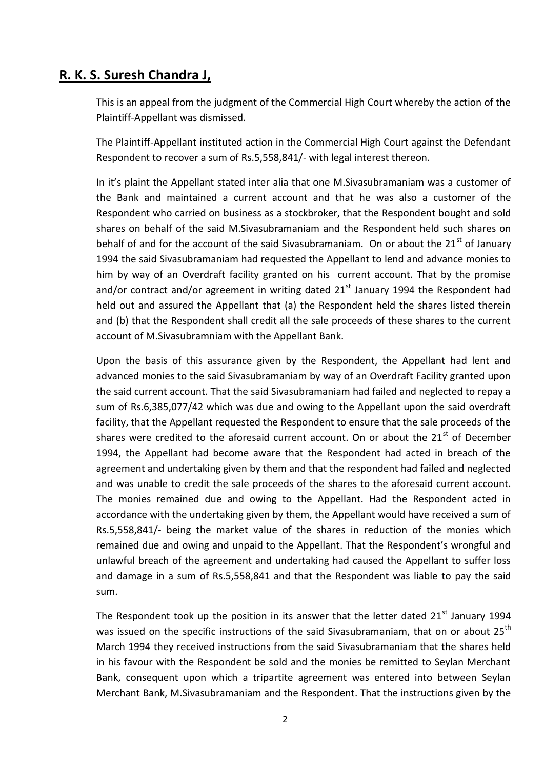## **R. K. S. Suresh Chandra J,**

This is an appeal from the judgment of the Commercial High Court whereby the action of the Plaintiff-Appellant was dismissed.

The Plaintiff-Appellant instituted action in the Commercial High Court against the Defendant Respondent to recover a sum of Rs.5,558,841/- with legal interest thereon.

In it's plaint the Appellant stated inter alia that one M.Sivasubramaniam was a customer of the Bank and maintained a current account and that he was also a customer of the Respondent who carried on business as a stockbroker, that the Respondent bought and sold shares on behalf of the said M.Sivasubramaniam and the Respondent held such shares on behalf of and for the account of the said Sivasubramaniam. On or about the 21st of January 1994 the said Sivasubramaniam had requested the Appellant to lend and advance monies to him by way of an Overdraft facility granted on his current account. That by the promise and/or contract and/or agreement in writing dated 21st January 1994 the Respondent had held out and assured the Appellant that (a) the Respondent held the shares listed therein and (b) that the Respondent shall credit all the sale proceeds of these shares to the current account of M.Sivasubramniam with the Appellant Bank.

Upon the basis of this assurance given by the Respondent, the Appellant had lent and advanced monies to the said Sivasubramaniam by way of an Overdraft Facility granted upon the said current account. That the said Sivasubramaniam had failed and neglected to repay a sum of Rs.6,385,077/42 which was due and owing to the Appellant upon the said overdraft facility, that the Appellant requested the Respondent to ensure that the sale proceeds of the shares were credited to the aforesaid current account. On or about the 21st of December 1994, the Appellant had become aware that the Respondent had acted in breach of the agreement and undertaking given by them and that the respondent had failed and neglected and was unable to credit the sale proceeds of the shares to the aforesaid current account. The monies remained due and owing to the Appellant. Had the Respondent acted in accordance with the undertaking given by them, the Appellant would have received a sum of Rs.5,558,841/- being the market value of the shares in reduction of the monies which remained due and owing and unpaid to the Appellant. That the Respondent's wrongful and unlawful breach of the agreement and undertaking had caused the Appellant to suffer loss and damage in a sum of Rs.5,558,841 and that the Respondent was liable to pay the said sum.

The Respondent took up the position in its answer that the letter dated 21st January 1994 was issued on the specific instructions of the said Sivasubramaniam, that on or about 25th March 1994 they received instructions from the said Sivasubramaniam that the shares held in his favour with the Respondent be sold and the monies be remitted to Seylan Merchant Bank, consequent upon which a tripartite agreement was entered into between Seylan Merchant Bank, M.Sivasubramaniam and the Respondent. That the instructions given by the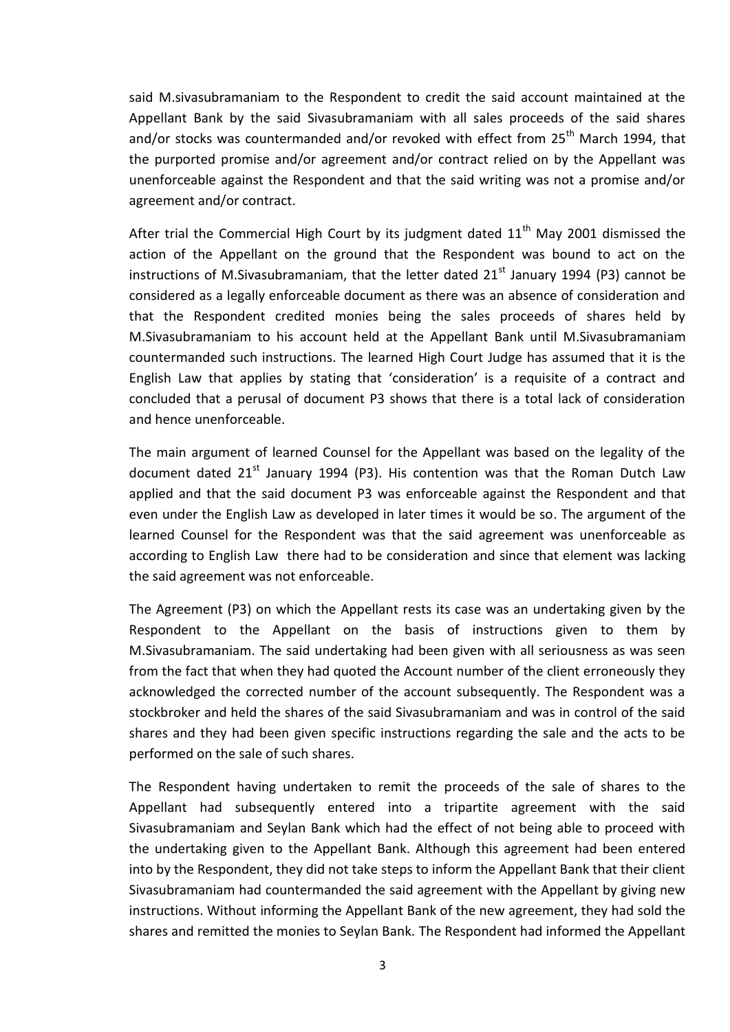said M.sivasubramaniam to the Respondent to credit the said account maintained at the Appellant Bank by the said Sivasubramaniam with all sales proceeds of the said shares and/or stocks was countermanded and/or revoked with effect from 25th March 1994, that the purported promise and/or agreement and/or contract relied on by the Appellant was unenforceable against the Respondent and that the said writing was not a promise and/or agreement and/or contract.

After trial the Commercial High Court by its judgment dated 11th May 2001 dismissed the action of the Appellant on the ground that the Respondent was bound to act on the instructions of M.Sivasubramaniam, that the letter dated 21st January 1994 (P3) cannot be considered as a legally enforceable document as there was an absence of consideration and that the Respondent credited monies being the sales proceeds of shares held by M.Sivasubramaniam to his account held at the Appellant Bank until M.Sivasubramaniam countermanded such instructions. The learned High Court Judge has assumed that it is the English Law that applies by stating that 'consideration' is a requisite of a contract and concluded that a perusal of document P3 shows that there is a total lack of consideration and hence unenforceable.

The main argument of learned Counsel for the Appellant was based on the legality of the document dated 21st January 1994 (P3). His contention was that the Roman Dutch Law applied and that the said document P3 was enforceable against the Respondent and that even under the English Law as developed in later times it would be so. The argument of the learned Counsel for the Respondent was that the said agreement was unenforceable as according to English Law there had to be consideration and since that element was lacking the said agreement was not enforceable.

The Agreement (P3) on which the Appellant rests its case was an undertaking given by the Respondent to the Appellant on the basis of instructions given to them by M.Sivasubramaniam. The said undertaking had been given with all seriousness as was seen from the fact that when they had quoted the Account number of the client erroneously they acknowledged the corrected number of the account subsequently. The Respondent was a stockbroker and held the shares of the said Sivasubramaniam and was in control of the said shares and they had been given specific instructions regarding the sale and the acts to be performed on the sale of such shares.

The Respondent having undertaken to remit the proceeds of the sale of shares to the Appellant had subsequently entered into a tripartite agreement with the said Sivasubramaniam and Seylan Bank which had the effect of not being able to proceed with the undertaking given to the Appellant Bank. Although this agreement had been entered into by the Respondent, they did not take steps to inform the Appellant Bank that their client Sivasubramaniam had countermanded the said agreement with the Appellant by giving new instructions. Without informing the Appellant Bank of the new agreement, they had sold the shares and remitted the monies to Seylan Bank. The Respondent had informed the Appellant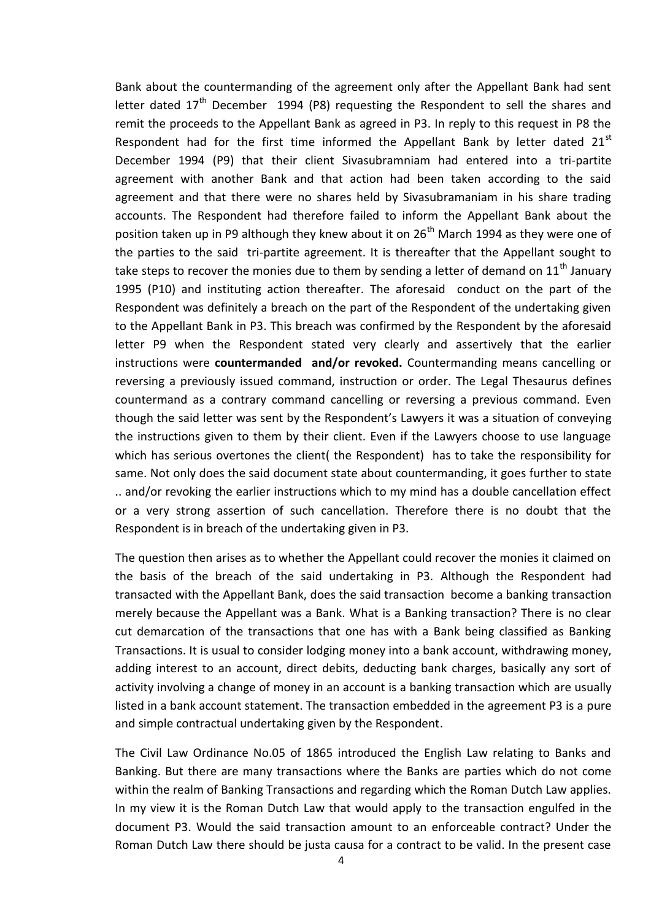Bank about the countermanding of the agreement only after the Appellant Bank had sent letter dated 17th December 1994 (P8) requesting the Respondent to sell the shares and remit the proceeds to the Appellant Bank as agreed in P3. In reply to this request in P8 the Respondent had for the first time informed the Appellant Bank by letter dated 21st December 1994 (P9) that their client Sivasubramniam had entered into a tri-partite agreement with another Bank and that action had been taken according to the said agreement and that there were no shares held by Sivasubramaniam in his share trading accounts. The Respondent had therefore failed to inform the Appellant Bank about the position taken up in P9 although they knew about it on 26th March 1994 as they were one of the parties to the said tri-partite agreement. It is thereafter that the Appellant sought to take steps to recover the monies due to them by sending a letter of demand on 11th January 1995 (P10) and instituting action thereafter. The aforesaid conduct on the part of the Respondent was definitely a breach on the part of the Respondent of the undertaking given to the Appellant Bank in P3. This breach was confirmed by the Respondent by the aforesaid letter P9 when the Respondent stated very clearly and assertively that the earlier instructions were **countermanded and/or revoked.** Countermanding means cancelling or reversing a previously issued command, instruction or order. The Legal Thesaurus defines countermand as a contrary command cancelling or reversing a previous command. Even though the said letter was sent by the Respondent's Lawyers it was a situation of conveying the instructions given to them by their client. Even if the Lawyers choose to use language which has serious overtones the client( the Respondent) has to take the responsibility for same. Not only does the said document state about countermanding, it goes further to state .. and/or revoking the earlier instructions which to my mind has a double cancellation effect or a very strong assertion of such cancellation. Therefore there is no doubt that the Respondent is in breach of the undertaking given in P3.

The question then arises as to whether the Appellant could recover the monies it claimed on the basis of the breach of the said undertaking in P3. Although the Respondent had transacted with the Appellant Bank, does the said transaction become a banking transaction merely because the Appellant was a Bank. What is a Banking transaction? There is no clear cut demarcation of the transactions that one has with a Bank being classified as Banking Transactions. It is usual to consider lodging money into a bank account, withdrawing money, adding interest to an account, direct debits, deducting bank charges, basically any sort of activity involving a change of money in an account is a banking transaction which are usually listed in a bank account statement. The transaction embedded in the agreement P3 is a pure and simple contractual undertaking given by the Respondent.

The Civil Law Ordinance No.05 of 1865 introduced the English Law relating to Banks and Banking. But there are many transactions where the Banks are parties which do not come within the realm of Banking Transactions and regarding which the Roman Dutch Law applies. In my view it is the Roman Dutch Law that would apply to the transaction engulfed in the document P3. Would the said transaction amount to an enforceable contract? Under the Roman Dutch Law there should be justa causa for a contract to be valid. In the present case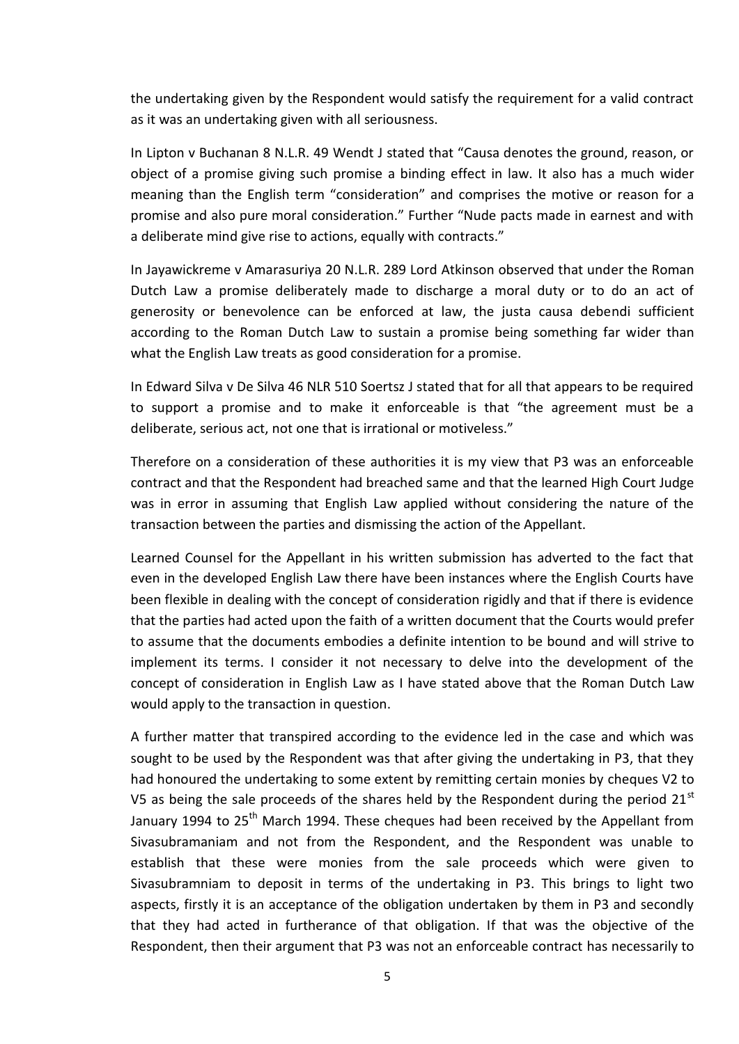the undertaking given by the Respondent would satisfy the requirement for a valid contract as it was an undertaking given with all seriousness.

In Lipton v Buchanan 8 N.L.R. 49 Wendt J stated that "Causa denotes the ground, reason, or object of a promise giving such promise a binding effect in law. It also has a much wider meaning than the English term "consideration" and comprises the motive or reason for a promise and also pure moral consideration." Further "Nude pacts made in earnest and with a deliberate mind give rise to actions, equally with contracts."

In Jayawickreme v Amarasuriya 20 N.L.R. 289 Lord Atkinson observed that under the Roman Dutch Law a promise deliberately made to discharge a moral duty or to do an act of generosity or benevolence can be enforced at law, the justa causa debendi sufficient according to the Roman Dutch Law to sustain a promise being something far wider than what the English Law treats as good consideration for a promise.

In Edward Silva v De Silva 46 NLR 510 Soertsz J stated that for all that appears to be required to support a promise and to make it enforceable is that "the agreement must be a deliberate, serious act, not one that is irrational or motiveless."

Therefore on a consideration of these authorities it is my view that P3 was an enforceable contract and that the Respondent had breached same and that the learned High Court Judge was in error in assuming that English Law applied without considering the nature of the transaction between the parties and dismissing the action of the Appellant.

Learned Counsel for the Appellant in his written submission has adverted to the fact that even in the developed English Law there have been instances where the English Courts have been flexible in dealing with the concept of consideration rigidly and that if there is evidence that the parties had acted upon the faith of a written document that the Courts would prefer to assume that the documents embodies a definite intention to be bound and will strive to implement its terms. I consider it not necessary to delve into the development of the concept of consideration in English Law as I have stated above that the Roman Dutch Law would apply to the transaction in question.

A further matter that transpired according to the evidence led in the case and which was sought to be used by the Respondent was that after giving the undertaking in P3, that they had honoured the undertaking to some extent by remitting certain monies by cheques V2 to V5 as being the sale proceeds of the shares held by the Respondent during the period 21st January 1994 to 25th March 1994. These cheques had been received by the Appellant from Sivasubramaniam and not from the Respondent, and the Respondent was unable to establish that these were monies from the sale proceeds which were given to Sivasubramniam to deposit in terms of the undertaking in P3. This brings to light two aspects, firstly it is an acceptance of the obligation undertaken by them in P3 and secondly that they had acted in furtherance of that obligation. If that was the objective of the Respondent, then their argument that P3 was not an enforceable contract has necessarily to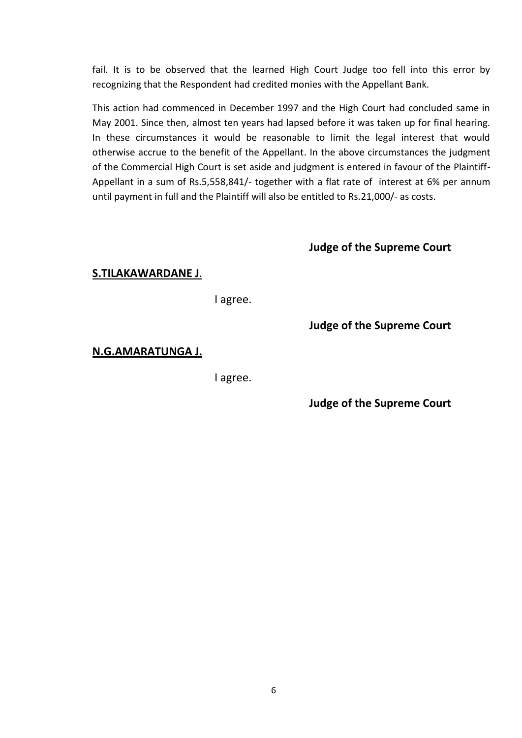fail. It is to be observed that the learned High Court Judge too fell into this error by recognizing that the Respondent had credited monies with the Appellant Bank.

This action had commenced in December 1997 and the High Court had concluded same in May 2001. Since then, almost ten years had lapsed before it was taken up for final hearing. In these circumstances it would be reasonable to limit the legal interest that would otherwise accrue to the benefit of the Appellant. In the above circumstances the judgment of the Commercial High Court is set aside and judgment is entered in favour of the Plaintiff-Appellant in a sum of Rs.5,558,841/- together with a flat rate of interest at 6% per annum until payment in full and the Plaintiff will also be entitled to Rs.21,000/- as costs.

**Judge of the Supreme Court**

**S.TILAKAWARDANE J.**

I agree.

**Judge of the Supreme Court**

**N.G.AMARATUNGA J.**

I agree.

**Judge of the Supreme Court**